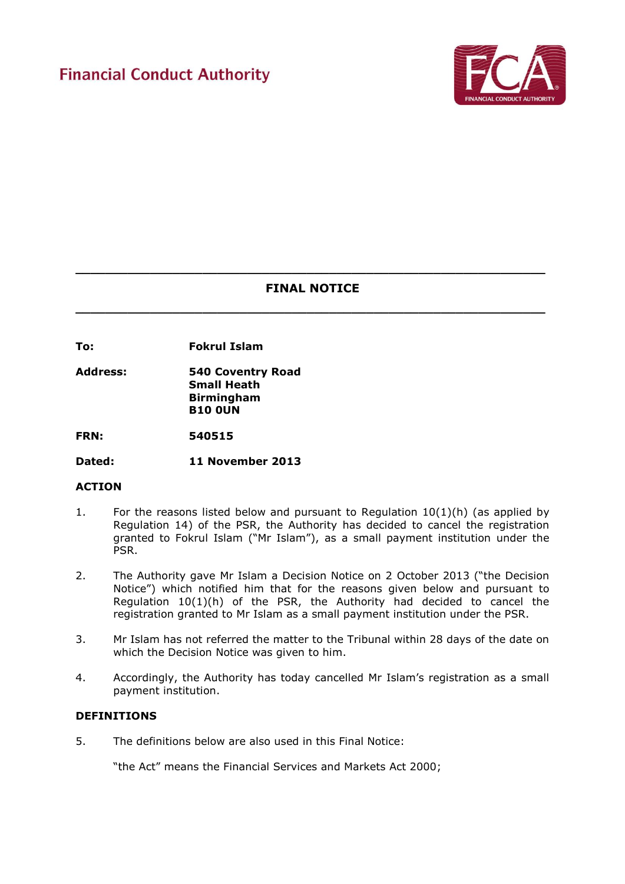Financial Conduct Authority

# FINAL NOTICE

**To:** **Fokrul Islam**

**Address:** **540 Coventry Road**
**Small Heath**
**Birmingham**
**B10 0UN**

**FRN:** **540515**

**Dated:** **11 November 2013**

## ACTION

1. For the reasons listed below and pursuant to Regulation 10(1)(h) (as applied by Regulation 14) of the PSR, the Authority has decided to cancel the registration granted to Fokrul Islam ("Mr Islam"), as a small payment institution under the PSR.

2. The Authority gave Mr Islam a Decision Notice on 2 October 2013 ("the Decision Notice") which notified him that for the reasons given below and pursuant to Regulation 10(1)(h) of the PSR, the Authority had decided to cancel the registration granted to Mr Islam as a small payment institution under the PSR.

3. Mr Islam has not referred the matter to the Tribunal within 28 days of the date on which the Decision Notice was given to him.

4. Accordingly, the Authority has today cancelled Mr Islam's registration as a small payment institution.

## DEFINITIONS

5. The definitions below are also used in this Final Notice:

"the Act" means the Financial Services and Markets Act 2000;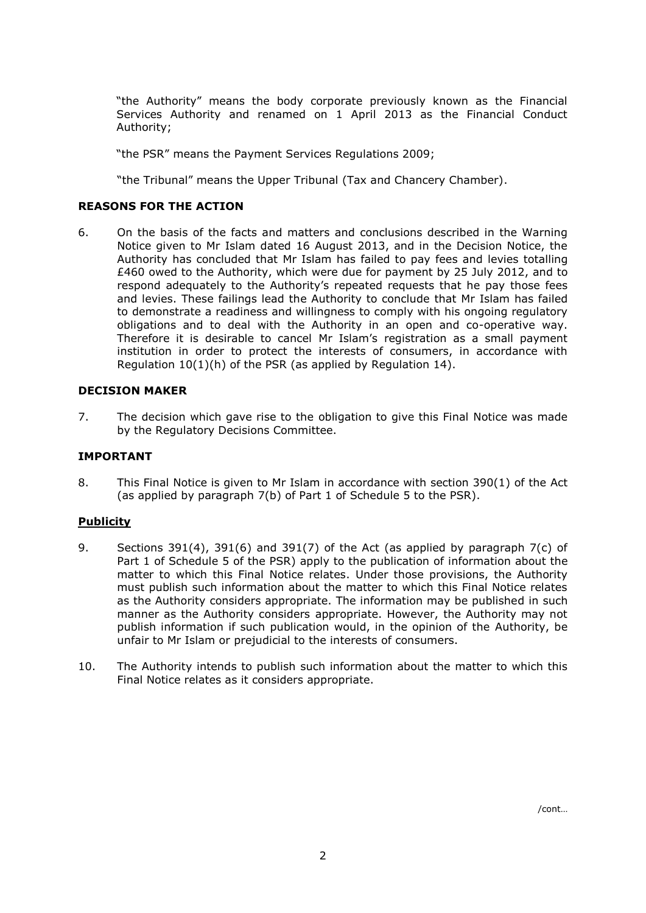"the Authority" means the body corporate previously known as the Financial Services Authority and renamed on 1 April 2013 as the Financial Conduct Authority;

"the PSR" means the Payment Services Regulations 2009;

"the Tribunal" means the Upper Tribunal (Tax and Chancery Chamber).

## REASONS FOR THE ACTION

6. On the basis of the facts and matters and conclusions described in the Warning Notice given to Mr Islam dated 16 August 2013, and in the Decision Notice, the Authority has concluded that Mr Islam has failed to pay fees and levies totalling £460 owed to the Authority, which were due for payment by 25 July 2012, and to respond adequately to the Authority's repeated requests that he pay those fees and levies. These failings lead the Authority to conclude that Mr Islam has failed to demonstrate a readiness and willingness to comply with his ongoing regulatory obligations and to deal with the Authority in an open and co-operative way. Therefore it is desirable to cancel Mr Islam's registration as a small payment institution in order to protect the interests of consumers, in accordance with Regulation 10(1)(h) of the PSR (as applied by Regulation 14).

## DECISION MAKER

7. The decision which gave rise to the obligation to give this Final Notice was made by the Regulatory Decisions Committee.

## IMPORTANT

8. This Final Notice is given to Mr Islam in accordance with section 390(1) of the Act (as applied by paragraph 7(b) of Part 1 of Schedule 5 to the PSR).

### Publicity

9. Sections 391(4), 391(6) and 391(7) of the Act (as applied by paragraph 7(c) of Part 1 of Schedule 5 of the PSR) apply to the publication of information about the matter to which this Final Notice relates. Under those provisions, the Authority must publish such information about the matter to which this Final Notice relates as the Authority considers appropriate. The information may be published in such manner as the Authority considers appropriate. However, the Authority may not publish information if such publication would, in the opinion of the Authority, be unfair to Mr Islam or prejudicial to the interests of consumers.

10. The Authority intends to publish such information about the matter to which this Final Notice relates as it considers appropriate.

/cont…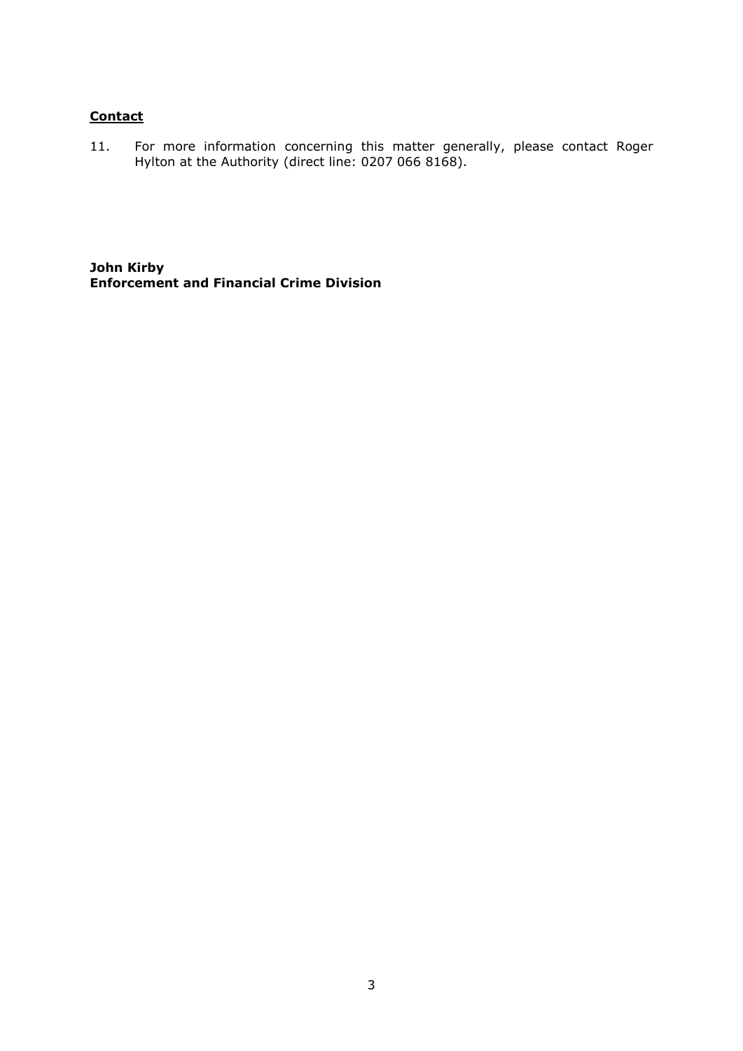## **Contact**

11. For more information concerning this matter generally, please contact Roger Hylton at the Authority (direct line: 0207 066 8168).

**John Kirby**
**Enforcement and Financial Crime Division**